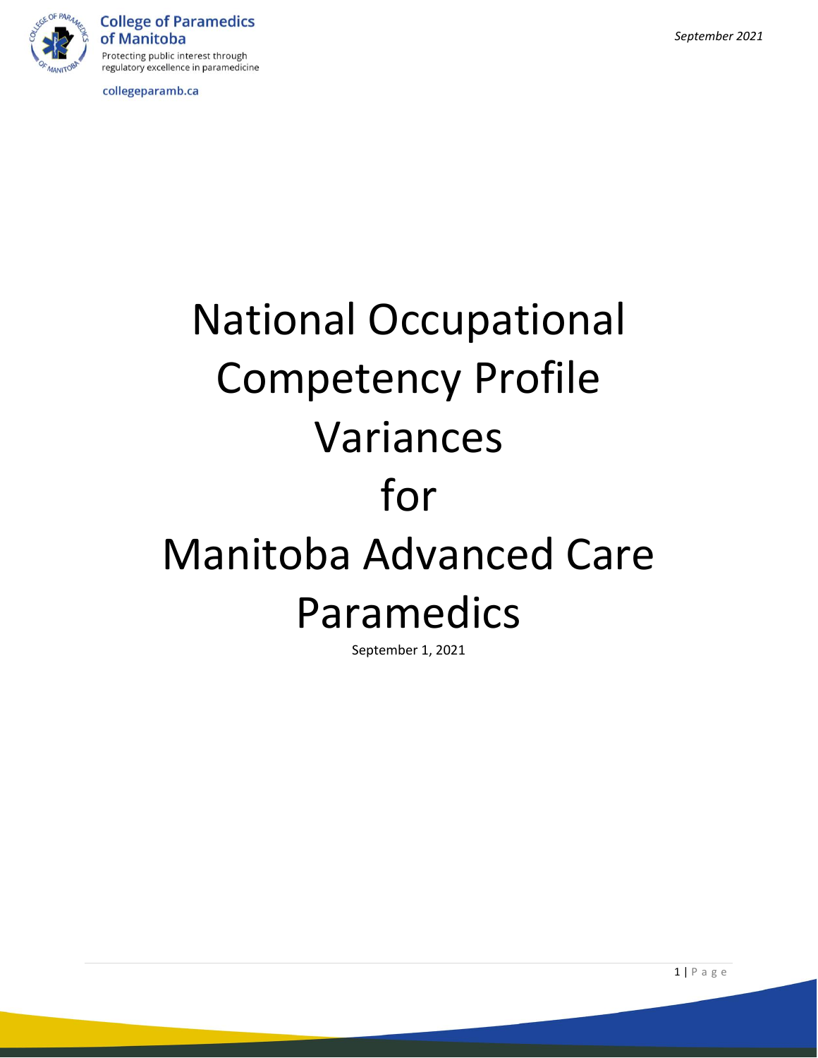College of Paramedics of Manitoba

Protecting public interest through regulatory excellence in paramedicine

collegeparamb.ca

*September 2021*

# National Occupational Competency Profile Variances for Manitoba Advanced Care Paramedics

September 1, 2021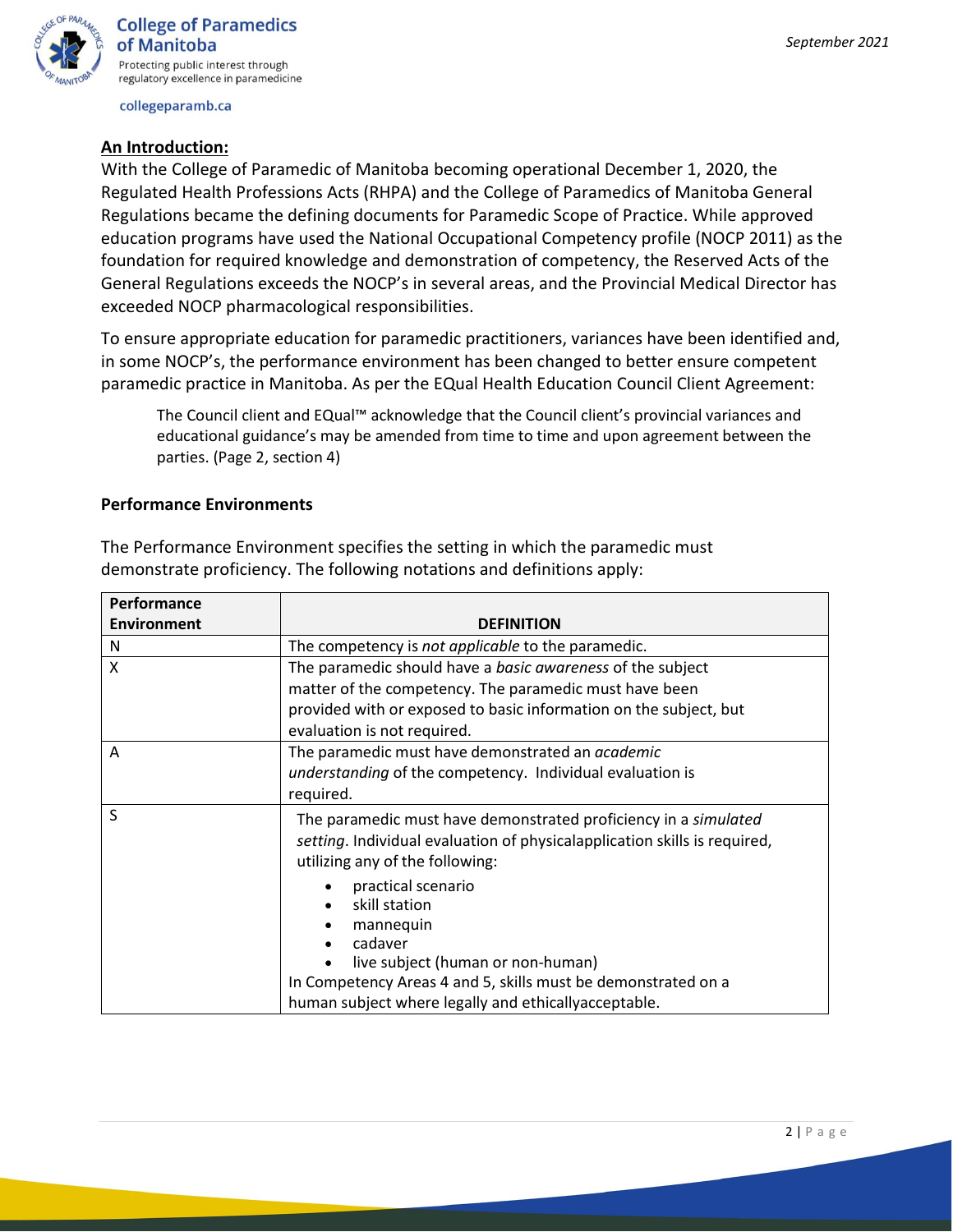## An Introduction:

With the College of Paramedic of Manitoba becoming operational December 1, 2020, the Regulated Health Professions Acts (RHPA) and the College of Paramedics of Manitoba General Regulations became the defining documents for Paramedic Scope of Practice. While approved education programs have used the National Occupational Competency profile (NOCP 2011) as the foundation for required knowledge and demonstration of competency, the Reserved Acts of the General Regulations exceeds the NOCP's in several areas, and the Provincial Medical Director has exceeded NOCP pharmacological responsibilities.

To ensure appropriate education for paramedic practitioners, variances have been identified and, in some NOCP's, the performance environment has been changed to better ensure competent paramedic practice in Manitoba. As per the EQual Health Education Council Client Agreement:

> The Council client and EQual™ acknowledge that the Council client's provincial variances and educational guidance's may be amended from time to time and upon agreement between the parties. (Page 2, section 4)

### Performance Environments

The Performance Environment specifies the setting in which the paramedic must demonstrate proficiency. The following notations and definitions apply:

| Performance Environment | DEFINITION |
|---|---|
| N | The competency is *not applicable* to the paramedic. |
| X | The paramedic should have a *basic awareness* of the subject matter of the competency. The paramedic must have been provided with or exposed to basic information on the subject, but evaluation is not required. |
| A | The paramedic must have demonstrated an *academic understanding* of the competency. Individual evaluation is required. |
| S | The paramedic must have demonstrated proficiency in a *simulated setting*. Individual evaluation of physicalapplication skills is required, utilizing any of the following: <br>• practical scenario <br>• skill station <br>• mannequin <br>• cadaver <br>• live subject (human or non-human) <br>In Competency Areas 4 and 5, skills must be demonstrated on a human subject where legally and ethicallyacceptable. |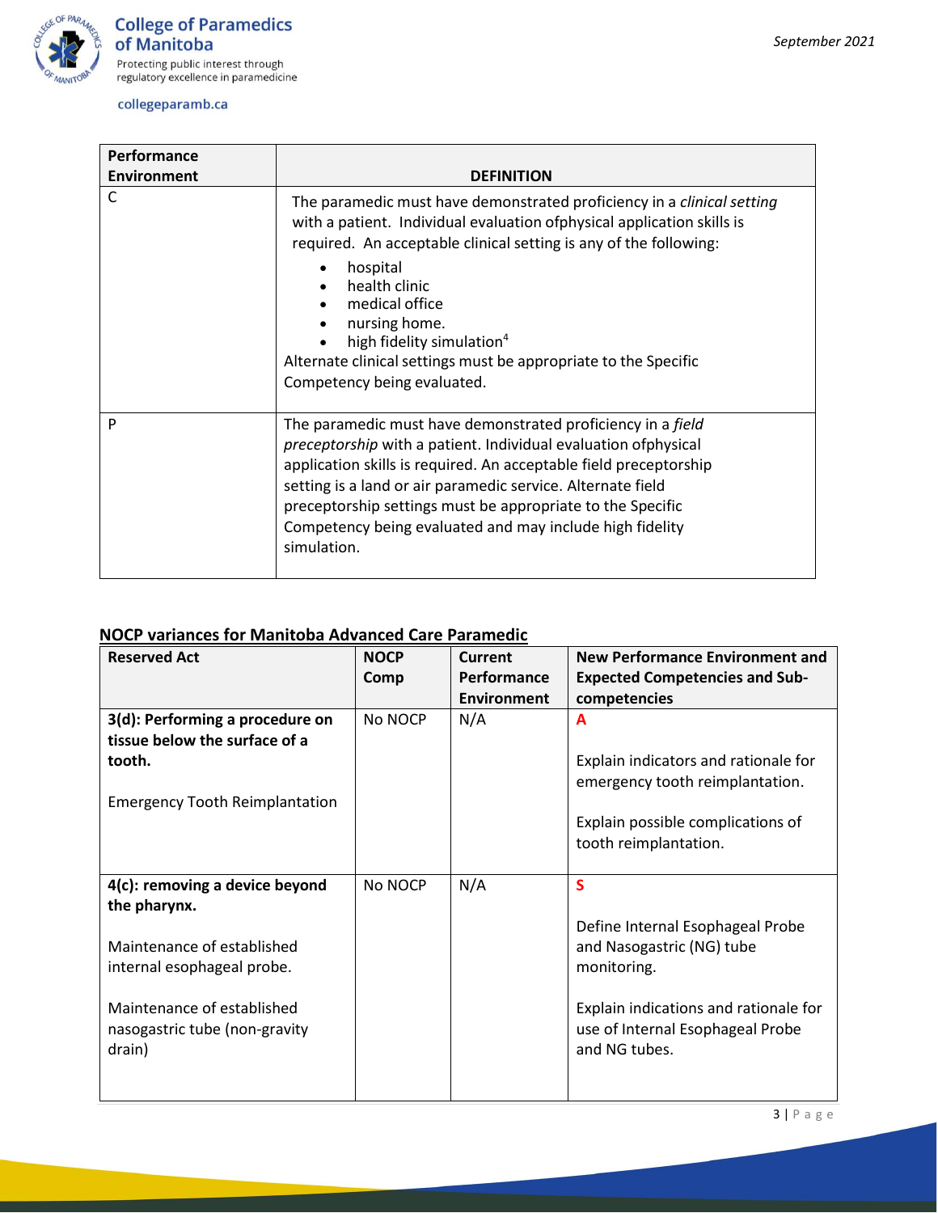| Performance Environment | DEFINITION |
| --- | --- |
| C | The paramedic must have demonstrated proficiency in a *clinical setting* with a patient. Individual evaluation ofphysical application skills is required. An acceptable clinical setting is any of the following: <br>• hospital <br>• health clinic <br>• medical office <br>• nursing home. <br>• high fidelity simulation[4] <br>Alternate clinical settings must be appropriate to the Specific Competency being evaluated. |
| P | The paramedic must have demonstrated proficiency in a *field preceptorship* with a patient. Individual evaluation ofphysical application skills is required. An acceptable field preceptorship setting is a land or air paramedic service. Alternate field preceptorship settings must be appropriate to the Specific Competency being evaluated and may include high fidelity simulation. |

## NOCP variances for Manitoba Advanced Care Paramedic

| Reserved Act | NOCP Comp | Current Performance Environment | New Performance Environment and Expected Competencies and Sub-competencies |
| --- | --- | --- | --- |
| **3(d): Performing a procedure on tissue below the surface of a tooth.** <br><br>Emergency Tooth Reimplantation | No NOCP | N/A | **A** <br><br>Explain indicators and rationale for emergency tooth reimplantation. <br><br>Explain possible complications of tooth reimplantation. |
| **4(c): removing a device beyond the pharynx.** <br><br>Maintenance of established internal esophageal probe. <br><br>Maintenance of established nasogastric tube (non-gravity drain) | No NOCP | N/A | **S** <br><br>Define Internal Esophageal Probe and Nasogastric (NG) tube monitoring. <br><br>Explain indications and rationale for use of Internal Esophageal Probe and NG tubes. |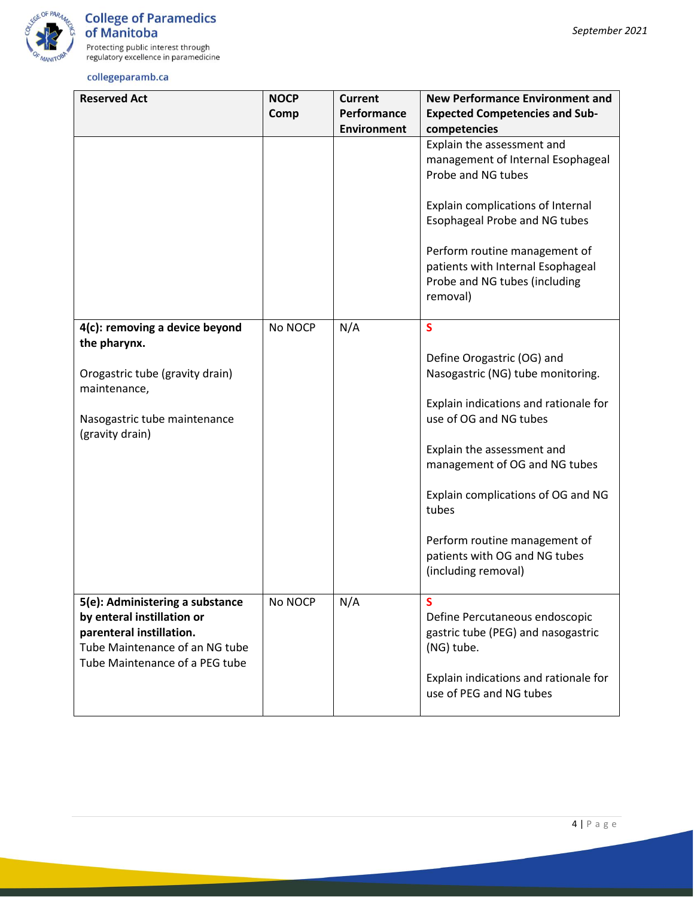| Reserved Act | NOCP Comp | Current Performance Environment | New Performance Environment and Expected Competencies and Sub-competencies |
|---|---|---|---|
| | | | Explain the assessment and management of Internal Esophageal Probe and NG tubes<br><br>Explain complications of Internal Esophageal Probe and NG tubes<br><br>Perform routine management of patients with Internal Esophageal Probe and NG tubes (including removal) |
| **4(c): removing a device beyond the pharynx.**<br><br>Orogastric tube (gravity drain) maintenance,<br><br>Nasogastric tube maintenance (gravity drain) | No NOCP | N/A | S<br><br>Define Orogastric (OG) and Nasogastric (NG) tube monitoring.<br><br>Explain indications and rationale for use of OG and NG tubes<br><br>Explain the assessment and management of OG and NG tubes<br><br>Explain complications of OG and NG tubes<br><br>Perform routine management of patients with OG and NG tubes (including removal) |
| **5(e): Administering a substance by enteral instillation or parenteral instillation.**<br>Tube Maintenance of an NG tube<br>Tube Maintenance of a PEG tube | No NOCP | N/A | S<br>Define Percutaneous endoscopic gastric tube (PEG) and nasogastric (NG) tube.<br><br>Explain indications and rationale for use of PEG and NG tubes |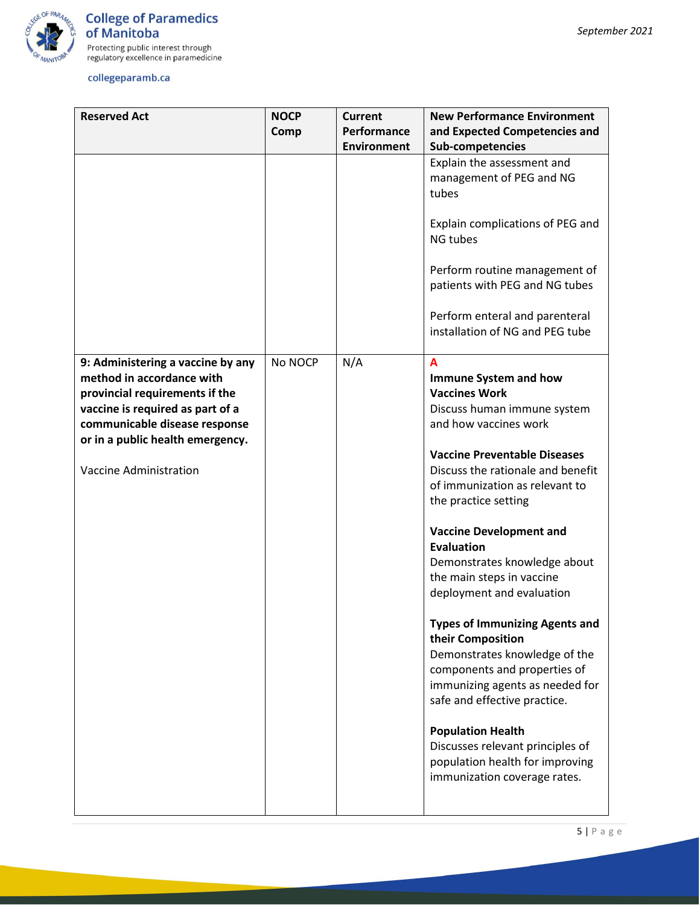| Reserved Act | NOCP Comp | Current Performance Environment | New Performance Environment and Expected Competencies and Sub-competencies |
|---|---|---|---|
| | | | Explain the assessment and management of PEG and NG tubes<br><br>Explain complications of PEG and NG tubes<br><br>Perform routine management of patients with PEG and NG tubes<br><br>Perform enteral and parenteral installation of NG and PEG tube |
| **9: Administering a vaccine by any method in accordance with provincial requirements if the vaccine is required as part of a communicable disease response or in a public health emergency.**<br><br>Vaccine Administration | No NOCP | N/A | **A**<br>**Immune System and how Vaccines Work**<br>Discuss human immune system and how vaccines work<br><br>**Vaccine Preventable Diseases**<br>Discuss the rationale and benefit of immunization as relevant to the practice setting<br><br>**Vaccine Development and Evaluation**<br>Demonstrates knowledge about the main steps in vaccine deployment and evaluation<br><br>**Types of Immunizing Agents and their Composition**<br>Demonstrates knowledge of the components and properties of immunizing agents as needed for safe and effective practice.<br><br>**Population Health**<br>Discusses relevant principles of population health for improving immunization coverage rates. |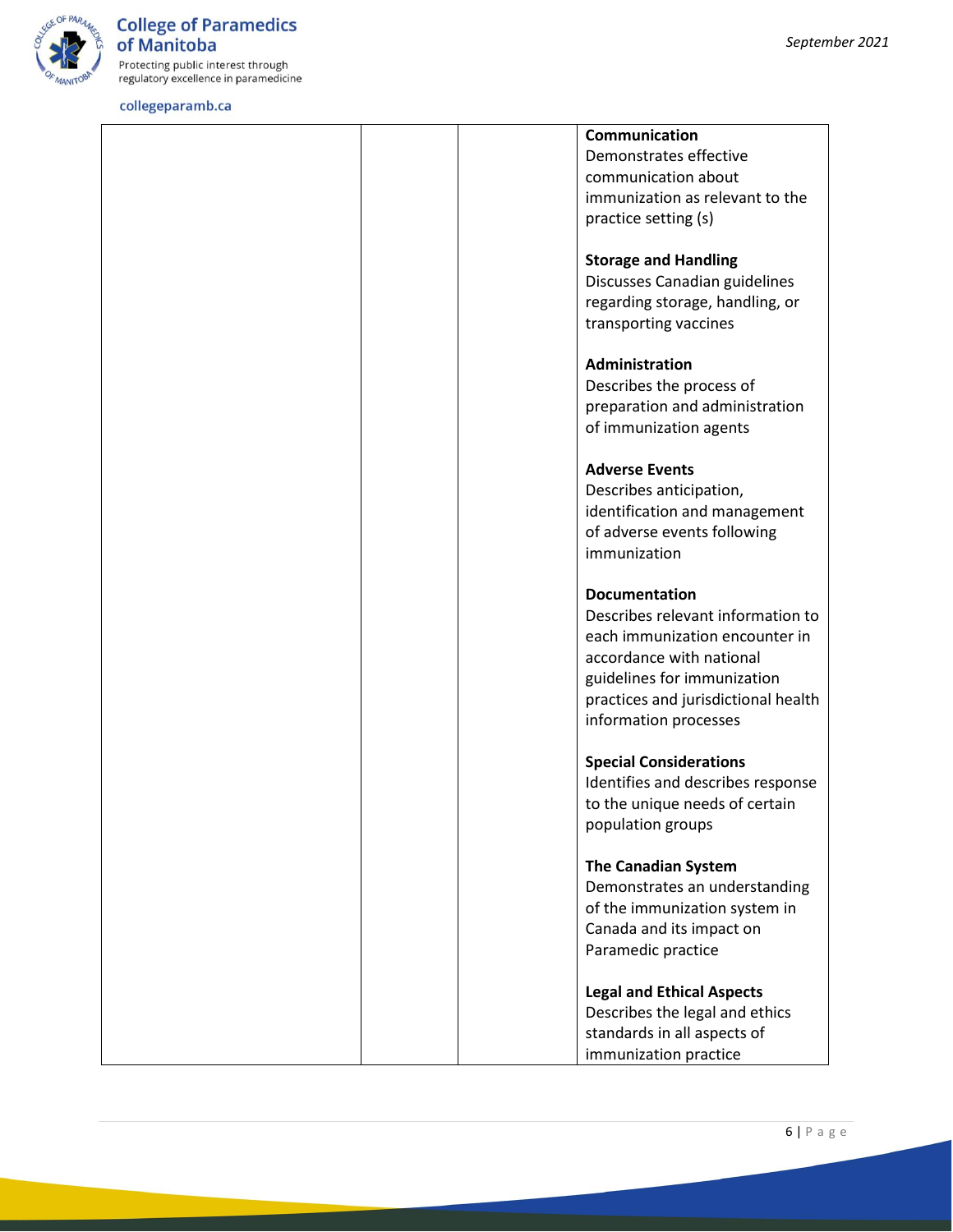| | | | |
|---|---|---|---|
| | | | **Communication**<br>Demonstrates effective communication about immunization as relevant to the practice setting (s)<br><br>**Storage and Handling**<br>Discusses Canadian guidelines regarding storage, handling, or transporting vaccines<br><br>**Administration**<br>Describes the process of preparation and administration of immunization agents<br><br>**Adverse Events**<br>Describes anticipation, identification and management of adverse events following immunization<br><br>**Documentation**<br>Describes relevant information to each immunization encounter in accordance with national guidelines for immunization practices and jurisdictional health information processes<br><br>**Special Considerations**<br>Identifies and describes response to the unique needs of certain population groups<br><br>**The Canadian System**<br>Demonstrates an understanding of the immunization system in Canada and its impact on Paramedic practice<br><br>**Legal and Ethical Aspects**<br>Describes the legal and ethics standards in all aspects of immunization practice |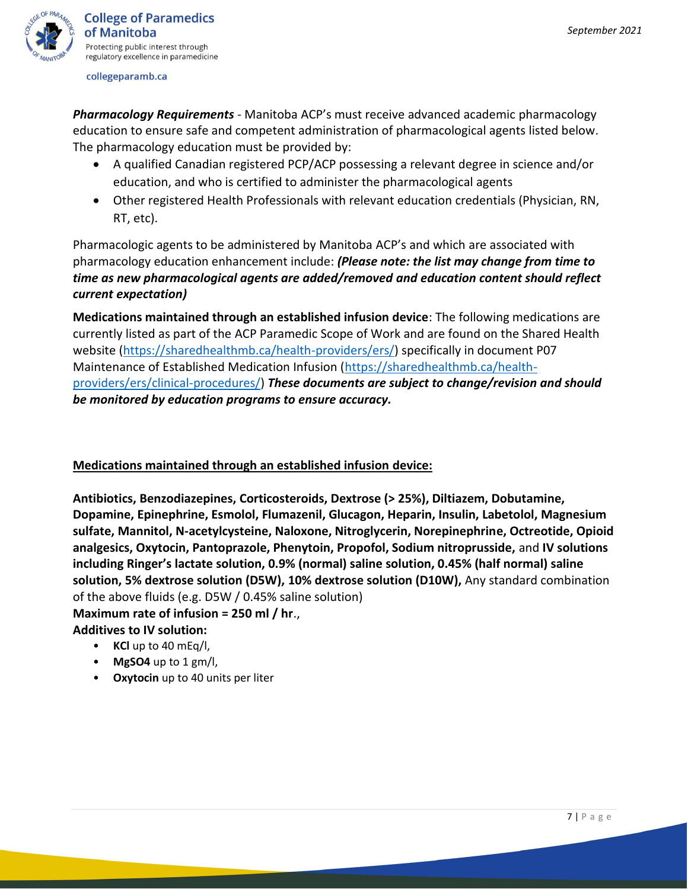***Pharmacology Requirements*** - Manitoba ACP's must receive advanced academic pharmacology education to ensure safe and competent administration of pharmacological agents listed below. The pharmacology education must be provided by:

- A qualified Canadian registered PCP/ACP possessing a relevant degree in science and/or education, and who is certified to administer the pharmacological agents
- Other registered Health Professionals with relevant education credentials (Physician, RN, RT, etc).

Pharmacologic agents to be administered by Manitoba ACP's and which are associated with pharmacology education enhancement include: ***(Please note: the list may change from time to time as new pharmacological agents are added/removed and education content should reflect current expectation)***

**Medications maintained through an established infusion device**: The following medications are currently listed as part of the ACP Paramedic Scope of Work and are found on the Shared Health website (https://sharedhealthmb.ca/health-providers/ers/) specifically in document P07 Maintenance of Established Medication Infusion (https://sharedhealthmb.ca/health-providers/ers/clinical-procedures/) ***These documents are subject to change/revision and should be monitored by education programs to ensure accuracy.***

**Medications maintained through an established infusion device:**

**Antibiotics, Benzodiazepines, Corticosteroids, Dextrose (> 25%), Diltiazem, Dobutamine, Dopamine, Epinephrine, Esmolol, Flumazenil, Glucagon, Heparin, Insulin, Labetolol, Magnesium sulfate, Mannitol, N-acetylcysteine, Naloxone, Nitroglycerin, Norepinephrine, Octreotide, Opioid analgesics, Oxytocin, Pantoprazole, Phenytoin, Propofol, Sodium nitroprusside,** and **IV solutions including Ringer's lactate solution, 0.9% (normal) saline solution, 0.45% (half normal) saline solution, 5% dextrose solution (D5W), 10% dextrose solution (D10W),** Any standard combination of the above fluids (e.g. D5W / 0.45% saline solution)

**Maximum rate of infusion = 250 ml / hr**.,

**Additives to IV solution:**

- **KCl** up to 40 mEq/l,
- **MgSO4** up to 1 gm/l,
- **Oxytocin** up to 40 units per liter